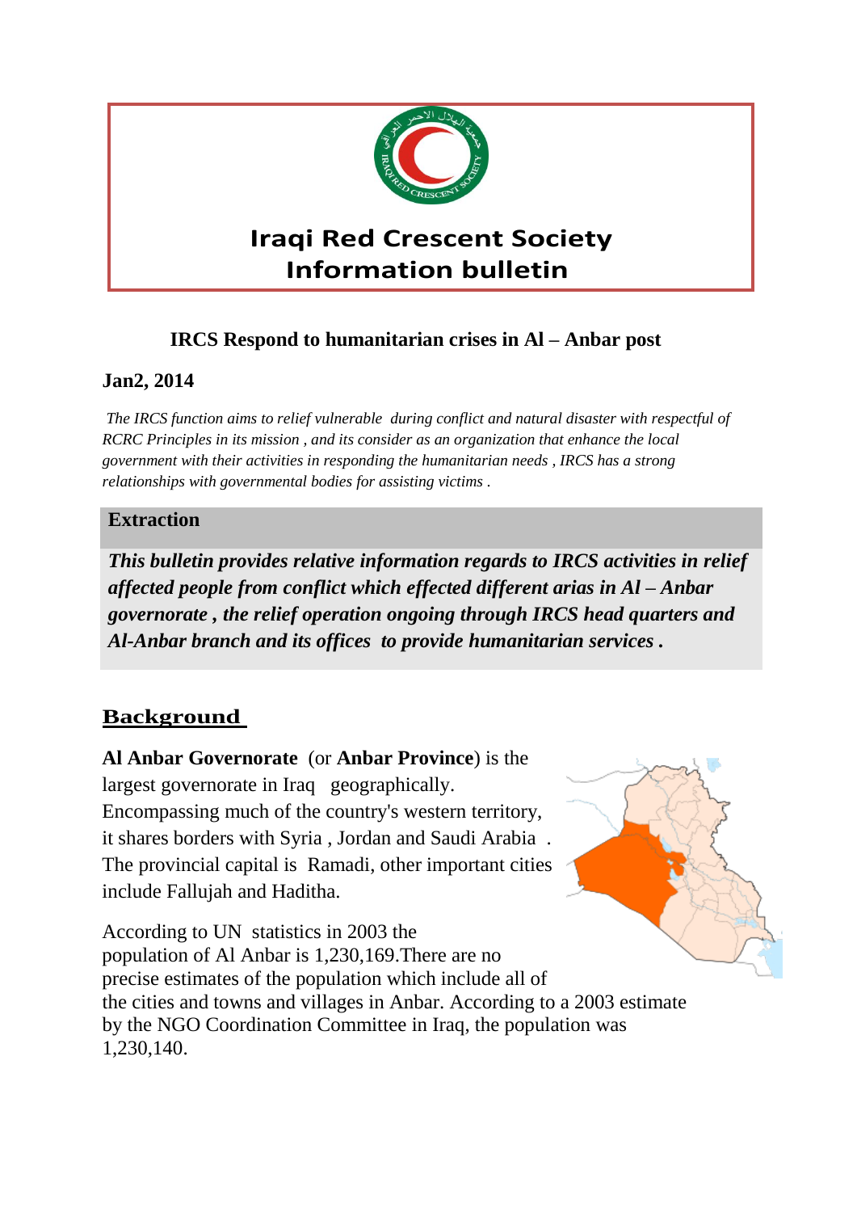# Iraqi Red Crescent Society
# Information bulletin

## IRCS Respond to humanitarian crises in Al – Anbar post

**Jan2, 2014**

*The IRCS function aims to relief vulnerable during conflict and natural disaster with respectful of RCRC Principles in its mission , and its consider as an organization that enhance the local government with their activities in responding the humanitarian needs , IRCS has a strong relationships with governmental bodies for assisting victims .*

**Extraction**

***This bulletin provides relative information regards to IRCS activities in relief affected people from conflict which effected different arias in Al – Anbar governorate , the relief operation ongoing through IRCS head quarters and Al-Anbar branch and its offices to provide humanitarian services .***

## Background

**Al Anbar Governorate** (or **Anbar Province**) is the largest governorate in Iraq geographically. Encompassing much of the country's western territory, it shares borders with Syria , Jordan and Saudi Arabia . The provincial capital is Ramadi, other important cities include Fallujah and Haditha.

According to UN statistics in 2003 the population of Al Anbar is 1,230,169.There are no precise estimates of the population which include all of the cities and towns and villages in Anbar. According to a 2003 estimate by the NGO Coordination Committee in Iraq, the population was 1,230,140.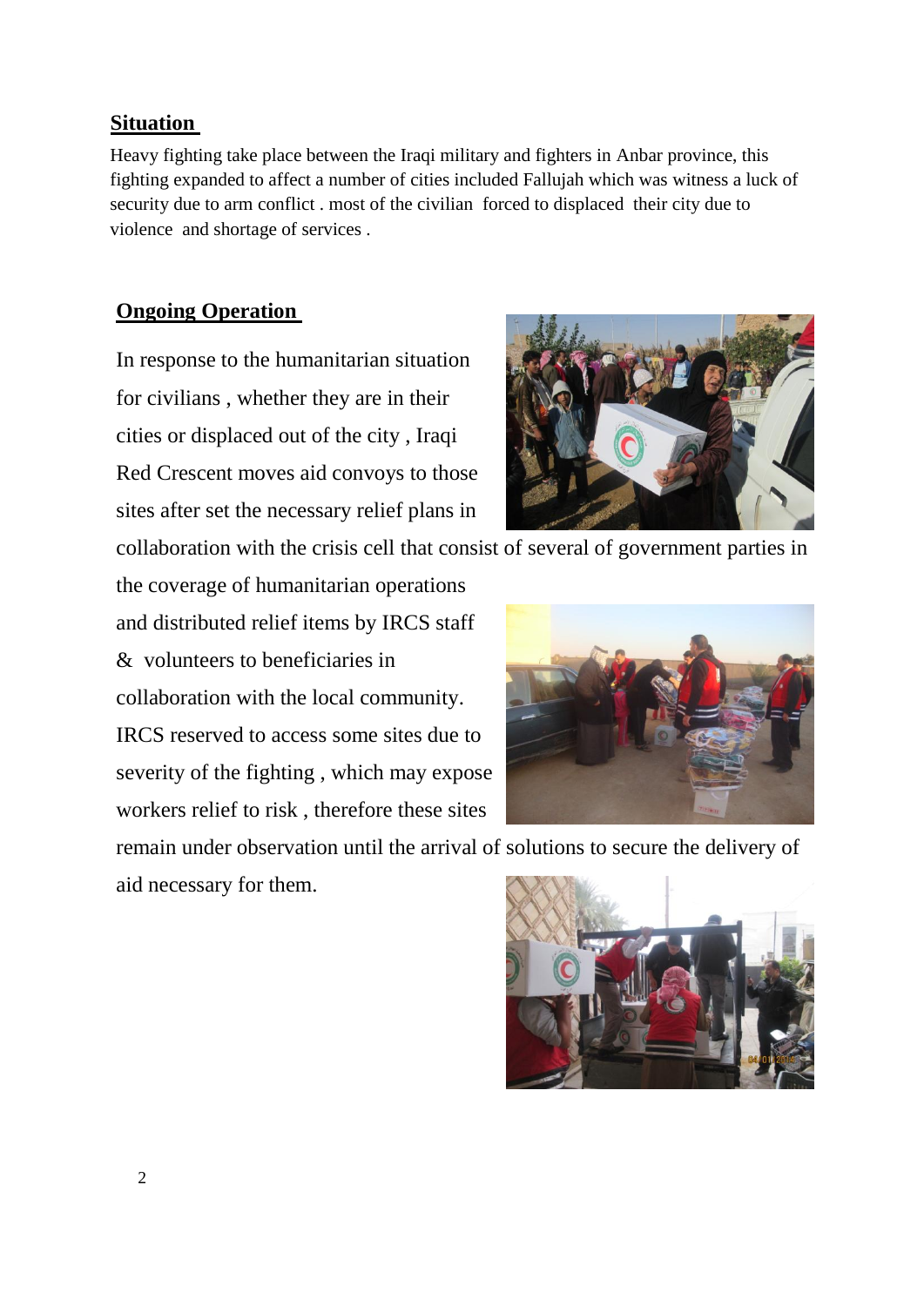## Situation

Heavy fighting take place between the Iraqi military and fighters in Anbar province, this fighting expanded to affect a number of cities included Fallujah which was witness a luck of security due to arm conflict . most of the civilian forced to displaced their city due to violence and shortage of services .

## Ongoing Operation

In response to the humanitarian situation for civilians , whether they are in their cities or displaced out of the city , Iraqi Red Crescent moves aid convoys to those sites after set the necessary relief plans in collaboration with the crisis cell that consist of several of government parties in the coverage of humanitarian operations and distributed relief items by IRCS staff & volunteers to beneficiaries in collaboration with the local community. IRCS reserved to access some sites due to severity of the fighting , which may expose workers relief to risk , therefore these sites remain under observation until the arrival of solutions to secure the delivery of aid necessary for them.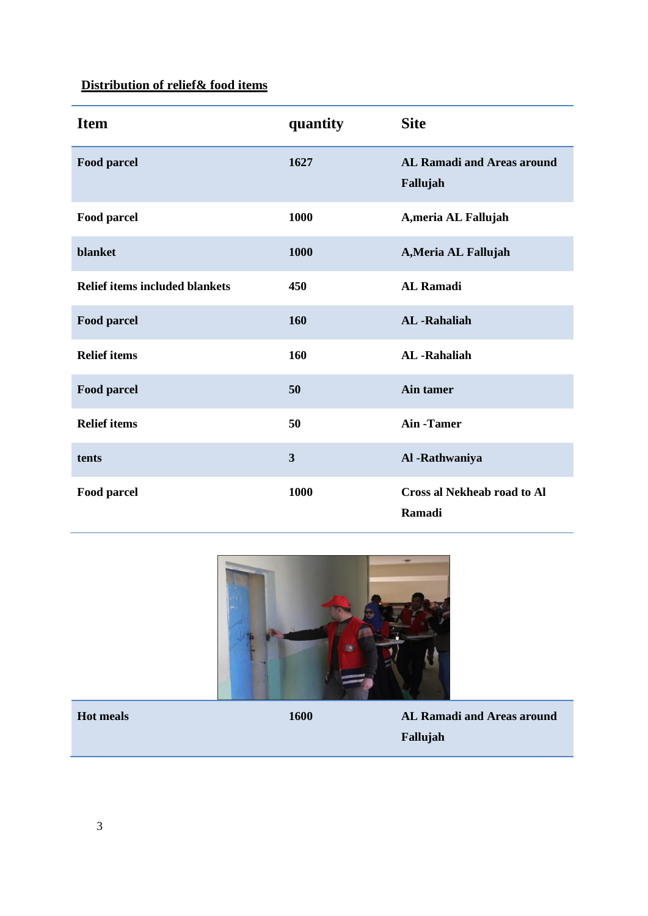**Distribution of relief& food items**

| Item | quantity | Site |
|---|---|---|
| **Food parcel** | **1627** | **AL Ramadi and Areas around Fallujah** |
| **Food parcel** | **1000** | **A,meria AL Fallujah** |
| **blanket** | **1000** | **A,Meria AL Fallujah** |
| **Relief items included blankets** | **450** | **AL Ramadi** |
| **Food parcel** | **160** | **AL -Rahaliah** |
| **Relief items** | **160** | **AL -Rahaliah** |
| **Food parcel** | **50** | **Ain tamer** |
| **Relief items** | **50** | **Ain -Tamer** |
| **tents** | **3** | **Al -Rathwaniya** |
| **Food parcel** | **1000** | **Cross al Nekheab road to Al Ramadi** |
| **Hot meals** | **1600** | **AL Ramadi and Areas around Fallujah** |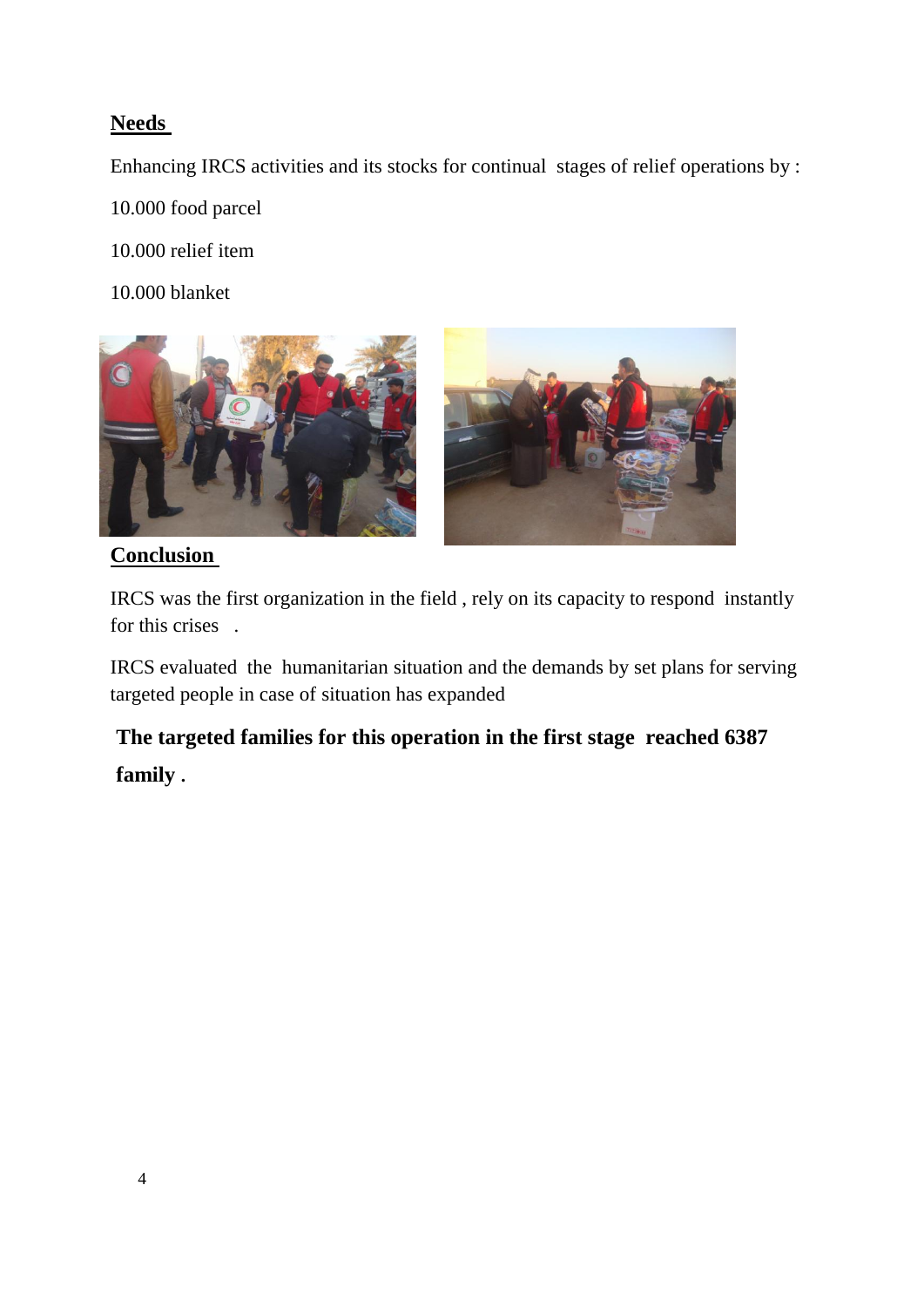## Needs

Enhancing IRCS activities and its stocks for continual stages of relief operations by :

10.000 food parcel

10.000 relief item

10.000 blanket

## Conclusion

IRCS was the first organization in the field , rely on its capacity to respond instantly for this crises .

IRCS evaluated the humanitarian situation and the demands by set plans for serving targeted people in case of situation has expanded

**The targeted families for this operation in the first stage reached 6387 family .**